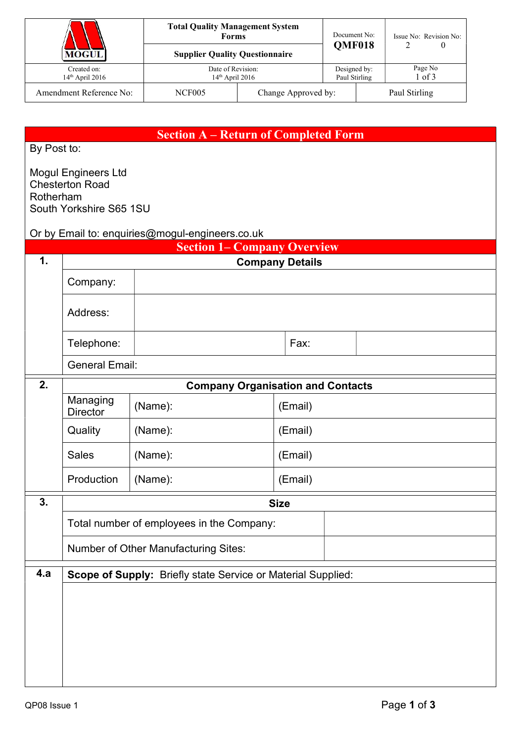| MOGUL | Total Quality Management System Forms | Document No: | Issue No: Revision No: |
|---|---|---|---|
| | Supplier Quality Questionnaire | QMF018 | 2 0 |
| Created on: 14th April 2016 | Date of Revision: 14th April 2016 | Designed by: Paul Stirling | Page No 1 of 3 |

| Amendment Reference No: | NCF005 | Change Approved by: | Paul Stirling |
|---|---|---|---|

## Section A – Return of Completed Form

By Post to:

Mogul Engineers Ltd
Chesterton Road
Rotherham
South Yorkshire S65 1SU

Or by Email to: enquiries@mogul-engineers.co.uk

## Section 1– Company Overview

**1. Company Details**

| | | | |
|---|---|---|---|
| Company: | | | |
| Address: | | | |
| Telephone: | | Fax: | |
| General Email: | | | |

**2. Company Organisation and Contacts**

| | | |
|---|---|---|
| Managing Director | (Name): | (Email) |
| Quality | (Name): | (Email) |
| Sales | (Name): | (Email) |
| Production | (Name): | (Email) |

**3. Size**

| | |
|---|---|
| Total number of employees in the Company: | |
| Number of Other Manufacturing Sites: | |

**4.a Scope of Supply:** Briefly state Service or Material Supplied: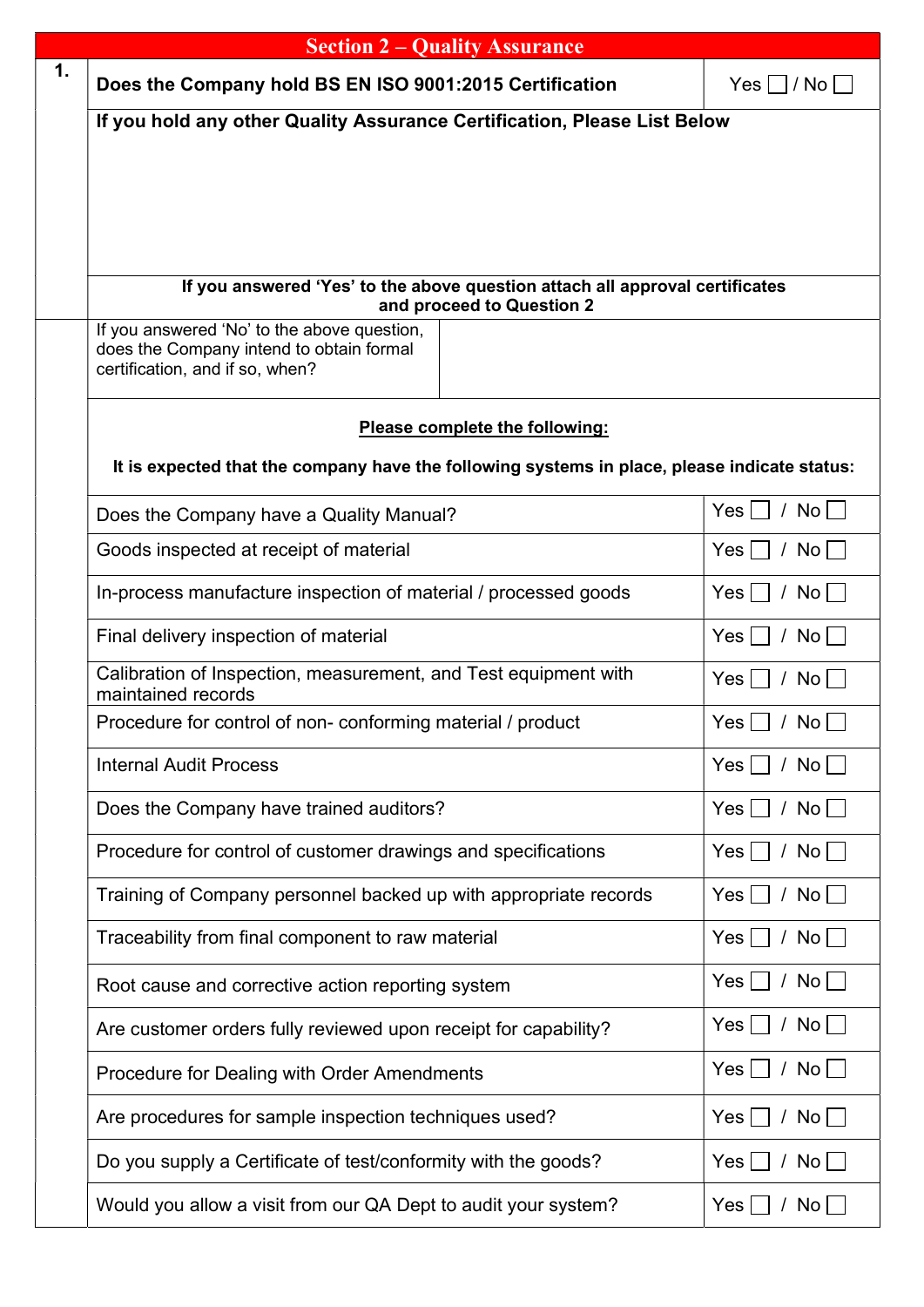## Section 2 – Quality Assurance

| 1. | **Does the Company hold BS EN ISO 9001:2015 Certification** | Yes ☐ / No ☐ |
|---|---|---|
| | **If you hold any other Quality Assurance Certification, Please List Below** | |
| | **If you answered 'Yes' to the above question attach all approval certificates and proceed to Question 2** | |
| | If you answered 'No' to the above question, does the Company intend to obtain formal certification, and if so, when? | |

**Please complete the following:**

**It is expected that the company have the following systems in place, please indicate status:**

| Item | Status |
|---|---|
| Does the Company have a Quality Manual? | Yes ☐ / No ☐ |
| Goods inspected at receipt of material | Yes ☐ / No ☐ |
| In-process manufacture inspection of material / processed goods | Yes ☐ / No ☐ |
| Final delivery inspection of material | Yes ☐ / No ☐ |
| Calibration of Inspection, measurement, and Test equipment with maintained records | Yes ☐ / No ☐ |
| Procedure for control of non- conforming material / product | Yes ☐ / No ☐ |
| Internal Audit Process | Yes ☐ / No ☐ |
| Does the Company have trained auditors? | Yes ☐ / No ☐ |
| Procedure for control of customer drawings and specifications | Yes ☐ / No ☐ |
| Training of Company personnel backed up with appropriate records | Yes ☐ / No ☐ |
| Traceability from final component to raw material | Yes ☐ / No ☐ |
| Root cause and corrective action reporting system | Yes ☐ / No ☐ |
| Are customer orders fully reviewed upon receipt for capability? | Yes ☐ / No ☐ |
| Procedure for Dealing with Order Amendments | Yes ☐ / No ☐ |
| Are procedures for sample inspection techniques used? | Yes ☐ / No ☐ |
| Do you supply a Certificate of test/conformity with the goods? | Yes ☐ / No ☐ |
| Would you allow a visit from our QA Dept to audit your system? | Yes ☐ / No ☐ |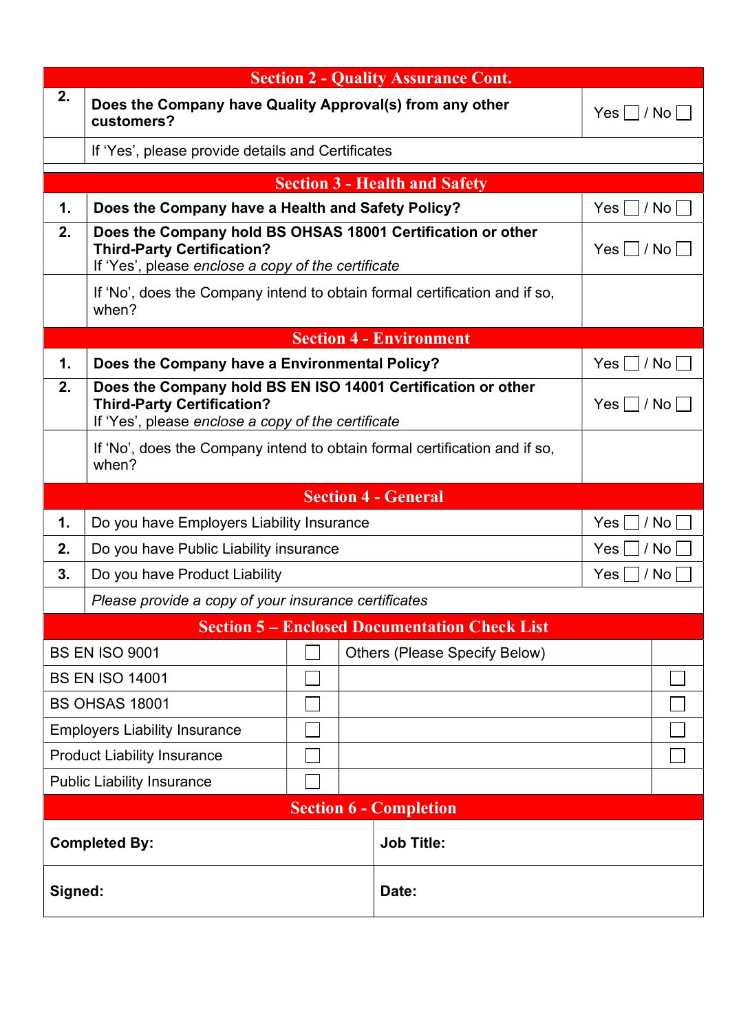| | | |
|---|---|---|
| **Section 2 - Quality Assurance Cont.** | | |
| **2.** | **Does the Company have Quality Approval(s) from any other customers?** | Yes ☐ / No ☐ |
| | If 'Yes', please provide details and Certificates | |

| | | |
|---|---|---|
| **Section 3 - Health and Safety** | | |
| **1.** | **Does the Company have a Health and Safety Policy?** | Yes ☐ / No ☐ |
| **2.** | **Does the Company hold BS OHSAS 18001 Certification or other Third-Party Certification?** If 'Yes', please *enclose a copy of the certificate* | Yes ☐ / No ☐ |
| | If 'No', does the Company intend to obtain formal certification and if so, when? | |
| **Section 4 - Environment** | | |
| **1.** | **Does the Company have a Environmental Policy?** | Yes ☐ / No ☐ |
| **2.** | **Does the Company hold BS EN ISO 14001 Certification or other Third-Party Certification?** If 'Yes', please *enclose a copy of the certificate* | Yes ☐ / No ☐ |
| | If 'No', does the Company intend to obtain formal certification and if so, when? | |
| **Section 4 - General** | | |
| **1.** | Do you have Employers Liability Insurance | Yes ☐ / No ☐ |
| **2.** | Do you have Public Liability insurance | Yes ☐ / No ☐ |
| **3.** | Do you have Product Liability | Yes ☐ / No ☐ |
| | *Please provide a copy of your insurance certificates* | |

| | | | |
|---|---|---|---|
| **Section 5 – Enclosed Documentation Check List** | | | |
| BS EN ISO 9001 | ☐ | Others (Please Specify Below) | |
| BS EN ISO 14001 | ☐ | | ☐ |
| BS OHSAS 18001 | ☐ | | ☐ |
| Employers Liability Insurance | ☐ | | ☐ |
| Product Liability Insurance | ☐ | | ☐ |
| Public Liability Insurance | ☐ | | |

| | |
|---|---|
| **Section 6 - Completion** | |
| **Completed By:** | **Job Title:** |
| **Signed:** | **Date:** |